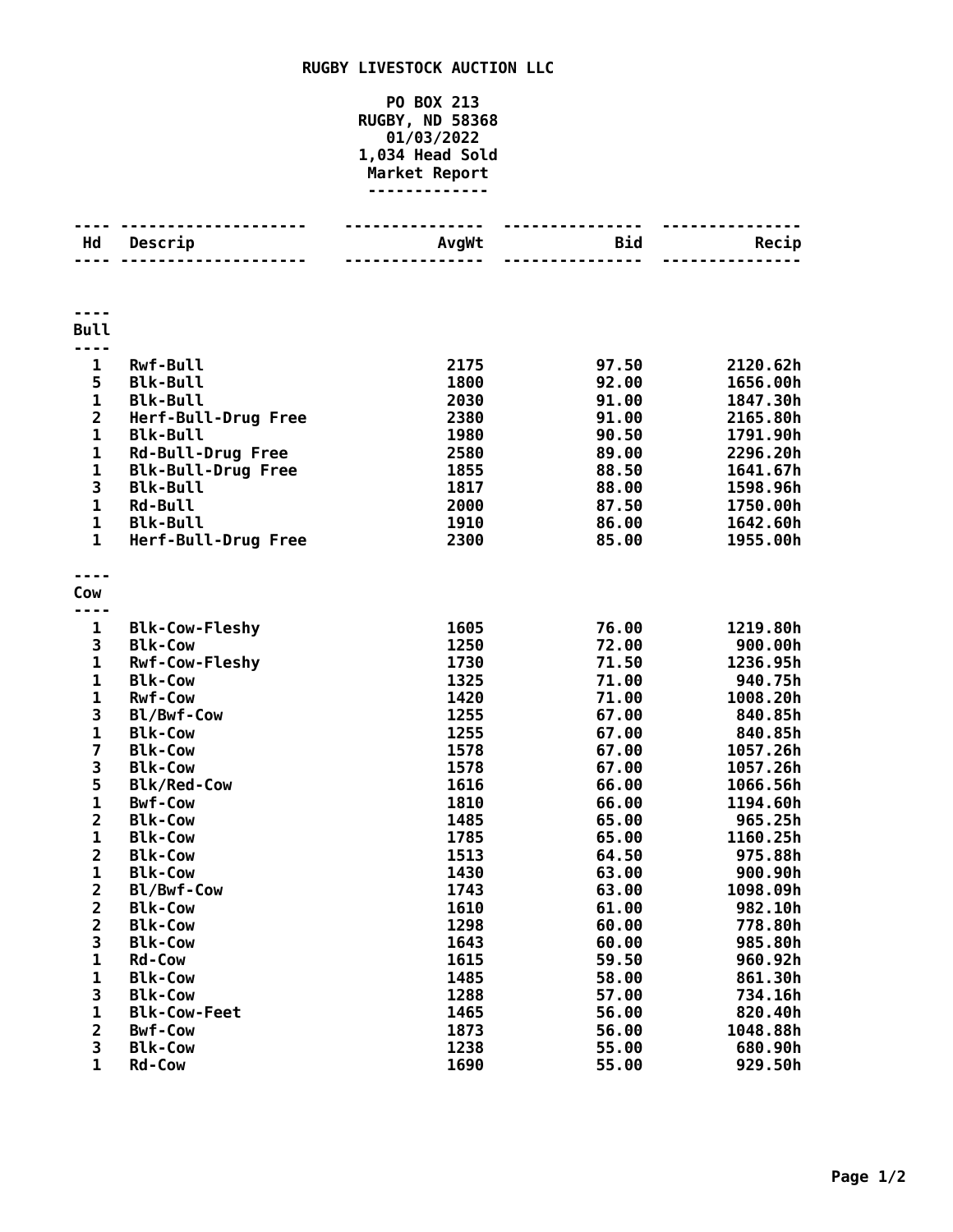# RUGBY LIVESTOCK AUCTION LLC

**PO BOX 213**
**RUGBY, ND 58368**
**01/03/2022**
**1,034 Head Sold**
**Market Report**

| Hd | Descrip | AvgWt | Bid | Recip |
|---|---|---|---|---|
| **Bull** | | | | |
| 1 | Rwf-Bull | 2175 | 97.50 | 2120.62h |
| 5 | Blk-Bull | 1800 | 92.00 | 1656.00h |
| 1 | Blk-Bull | 2030 | 91.00 | 1847.30h |
| 2 | Herf-Bull-Drug Free | 2380 | 91.00 | 2165.80h |
| 1 | Blk-Bull | 1980 | 90.50 | 1791.90h |
| 1 | Rd-Bull-Drug Free | 2580 | 89.00 | 2296.20h |
| 1 | Blk-Bull-Drug Free | 1855 | 88.50 | 1641.67h |
| 3 | Blk-Bull | 1817 | 88.00 | 1598.96h |
| 1 | Rd-Bull | 2000 | 87.50 | 1750.00h |
| 1 | Blk-Bull | 1910 | 86.00 | 1642.60h |
| 1 | Herf-Bull-Drug Free | 2300 | 85.00 | 1955.00h |
| **Cow** | | | | |
| 1 | Blk-Cow-Fleshy | 1605 | 76.00 | 1219.80h |
| 3 | Blk-Cow | 1250 | 72.00 | 900.00h |
| 1 | Rwf-Cow-Fleshy | 1730 | 71.50 | 1236.95h |
| 1 | Blk-Cow | 1325 | 71.00 | 940.75h |
| 1 | Rwf-Cow | 1420 | 71.00 | 1008.20h |
| 3 | Bl/Bwf-Cow | 1255 | 67.00 | 840.85h |
| 1 | Blk-Cow | 1255 | 67.00 | 840.85h |
| 7 | Blk-Cow | 1578 | 67.00 | 1057.26h |
| 3 | Blk-Cow | 1578 | 67.00 | 1057.26h |
| 5 | Blk/Red-Cow | 1616 | 66.00 | 1066.56h |
| 1 | Bwf-Cow | 1810 | 66.00 | 1194.60h |
| 2 | Blk-Cow | 1485 | 65.00 | 965.25h |
| 1 | Blk-Cow | 1785 | 65.00 | 1160.25h |
| 2 | Blk-Cow | 1513 | 64.50 | 975.88h |
| 1 | Blk-Cow | 1430 | 63.00 | 900.90h |
| 2 | Bl/Bwf-Cow | 1743 | 63.00 | 1098.09h |
| 2 | Blk-Cow | 1610 | 61.00 | 982.10h |
| 2 | Blk-Cow | 1298 | 60.00 | 778.80h |
| 3 | Blk-Cow | 1643 | 60.00 | 985.80h |
| 1 | Rd-Cow | 1615 | 59.50 | 960.92h |
| 1 | Blk-Cow | 1485 | 58.00 | 861.30h |
| 3 | Blk-Cow | 1288 | 57.00 | 734.16h |
| 1 | Blk-Cow-Feet | 1465 | 56.00 | 820.40h |
| 2 | Bwf-Cow | 1873 | 56.00 | 1048.88h |
| 3 | Blk-Cow | 1238 | 55.00 | 680.90h |
| 1 | Rd-Cow | 1690 | 55.00 | 929.50h |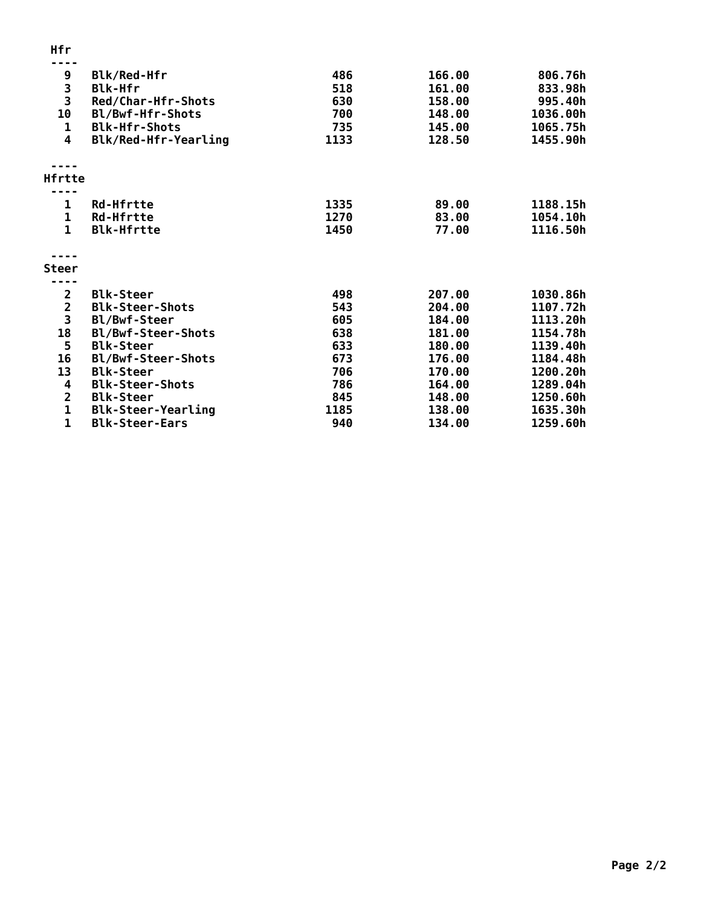**Hfr**

| | | | | |
|---|---|---|---|---|
| 9 | Blk/Red-Hfr | 486 | 166.00 | 806.76h |
| 3 | Blk-Hfr | 518 | 161.00 | 833.98h |
| 3 | Red/Char-Hfr-Shots | 630 | 158.00 | 995.40h |
| 10 | Bl/Bwf-Hfr-Shots | 700 | 148.00 | 1036.00h |
| 1 | Blk-Hfr-Shots | 735 | 145.00 | 1065.75h |
| 4 | Blk/Red-Hfr-Yearling | 1133 | 128.50 | 1455.90h |

**Hfrtte**

| | | | | |
|---|---|---|---|---|
| 1 | Rd-Hfrtte | 1335 | 89.00 | 1188.15h |
| 1 | Rd-Hfrtte | 1270 | 83.00 | 1054.10h |
| 1 | Blk-Hfrtte | 1450 | 77.00 | 1116.50h |

**Steer**

| | | | | |
|---|---|---|---|---|
| 2 | Blk-Steer | 498 | 207.00 | 1030.86h |
| 2 | Blk-Steer-Shots | 543 | 204.00 | 1107.72h |
| 3 | Bl/Bwf-Steer | 605 | 184.00 | 1113.20h |
| 18 | Bl/Bwf-Steer-Shots | 638 | 181.00 | 1154.78h |
| 5 | Blk-Steer | 633 | 180.00 | 1139.40h |
| 16 | Bl/Bwf-Steer-Shots | 673 | 176.00 | 1184.48h |
| 13 | Blk-Steer | 706 | 170.00 | 1200.20h |
| 4 | Blk-Steer-Shots | 786 | 164.00 | 1289.04h |
| 2 | Blk-Steer | 845 | 148.00 | 1250.60h |
| 1 | Blk-Steer-Yearling | 1185 | 138.00 | 1635.30h |
| 1 | Blk-Steer-Ears | 940 | 134.00 | 1259.60h |